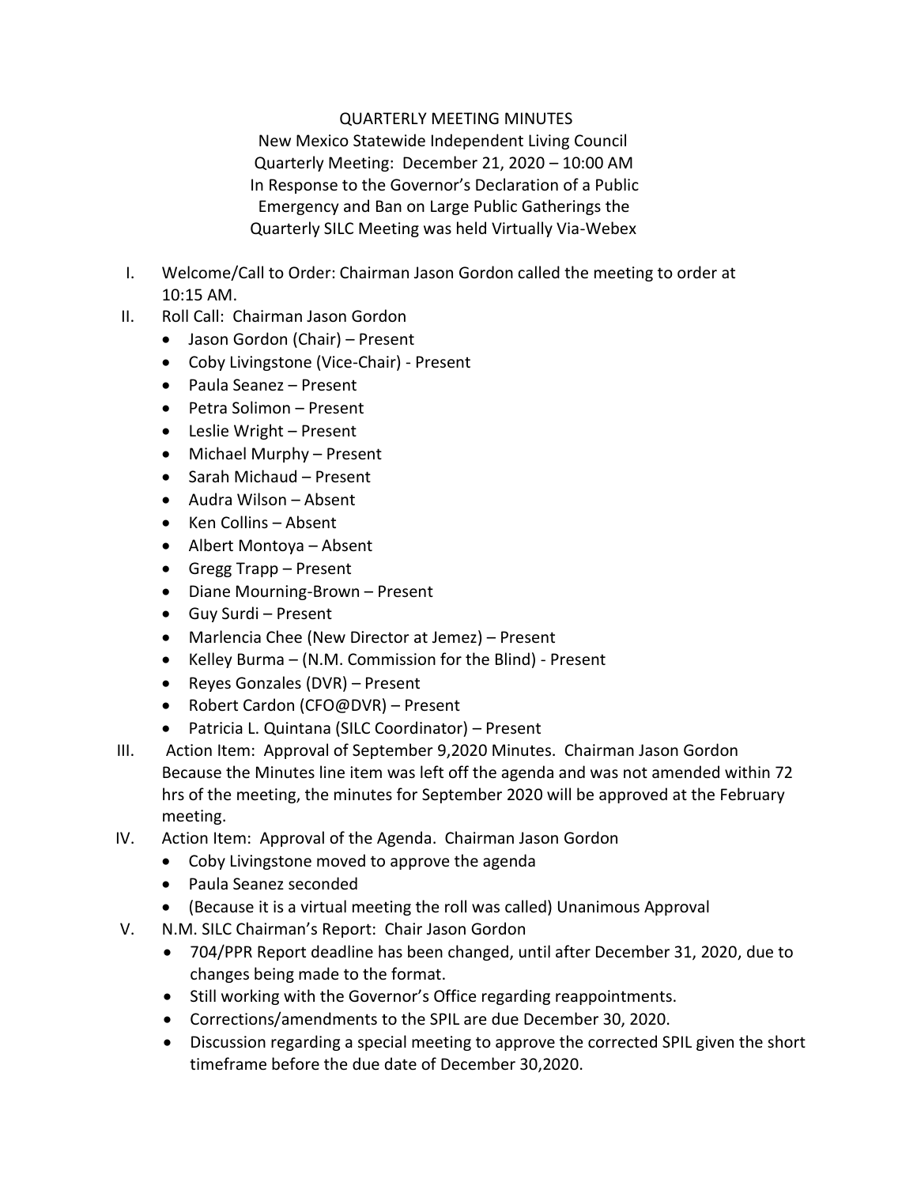QUARTERLY MEETING MINUTES

New Mexico Statewide Independent Living Council

Quarterly Meeting: December 21, 2020 – 10:00 AM

In Response to the Governor's Declaration of a Public Emergency and Ban on Large Public Gatherings the Quarterly SILC Meeting was held Virtually Via-Webex

I. Welcome/Call to Order: Chairman Jason Gordon called the meeting to order at 10:15 AM.

II. Roll Call: Chairman Jason Gordon
   - Jason Gordon (Chair) – Present
   - Coby Livingstone (Vice-Chair) - Present
   - Paula Seanez – Present
   - Petra Solimon – Present
   - Leslie Wright – Present
   - Michael Murphy – Present
   - Sarah Michaud – Present
   - Audra Wilson – Absent
   - Ken Collins – Absent
   - Albert Montoya – Absent
   - Gregg Trapp – Present
   - Diane Mourning-Brown – Present
   - Guy Surdi – Present
   - Marlencia Chee (New Director at Jemez) – Present
   - Kelley Burma – (N.M. Commission for the Blind) - Present
   - Reyes Gonzales (DVR) – Present
   - Robert Cardon (CFO@DVR) – Present
   - Patricia L. Quintana (SILC Coordinator) – Present

III. Action Item: Approval of September 9,2020 Minutes. Chairman Jason Gordon
Because the Minutes line item was left off the agenda and was not amended within 72 hrs of the meeting, the minutes for September 2020 will be approved at the February meeting.

IV. Action Item: Approval of the Agenda. Chairman Jason Gordon
   - Coby Livingstone moved to approve the agenda
   - Paula Seanez seconded
   - (Because it is a virtual meeting the roll was called) Unanimous Approval

V. N.M. SILC Chairman's Report: Chair Jason Gordon
   - 704/PPR Report deadline has been changed, until after December 31, 2020, due to changes being made to the format.
   - Still working with the Governor's Office regarding reappointments.
   - Corrections/amendments to the SPIL are due December 30, 2020.
   - Discussion regarding a special meeting to approve the corrected SPIL given the short timeframe before the due date of December 30,2020.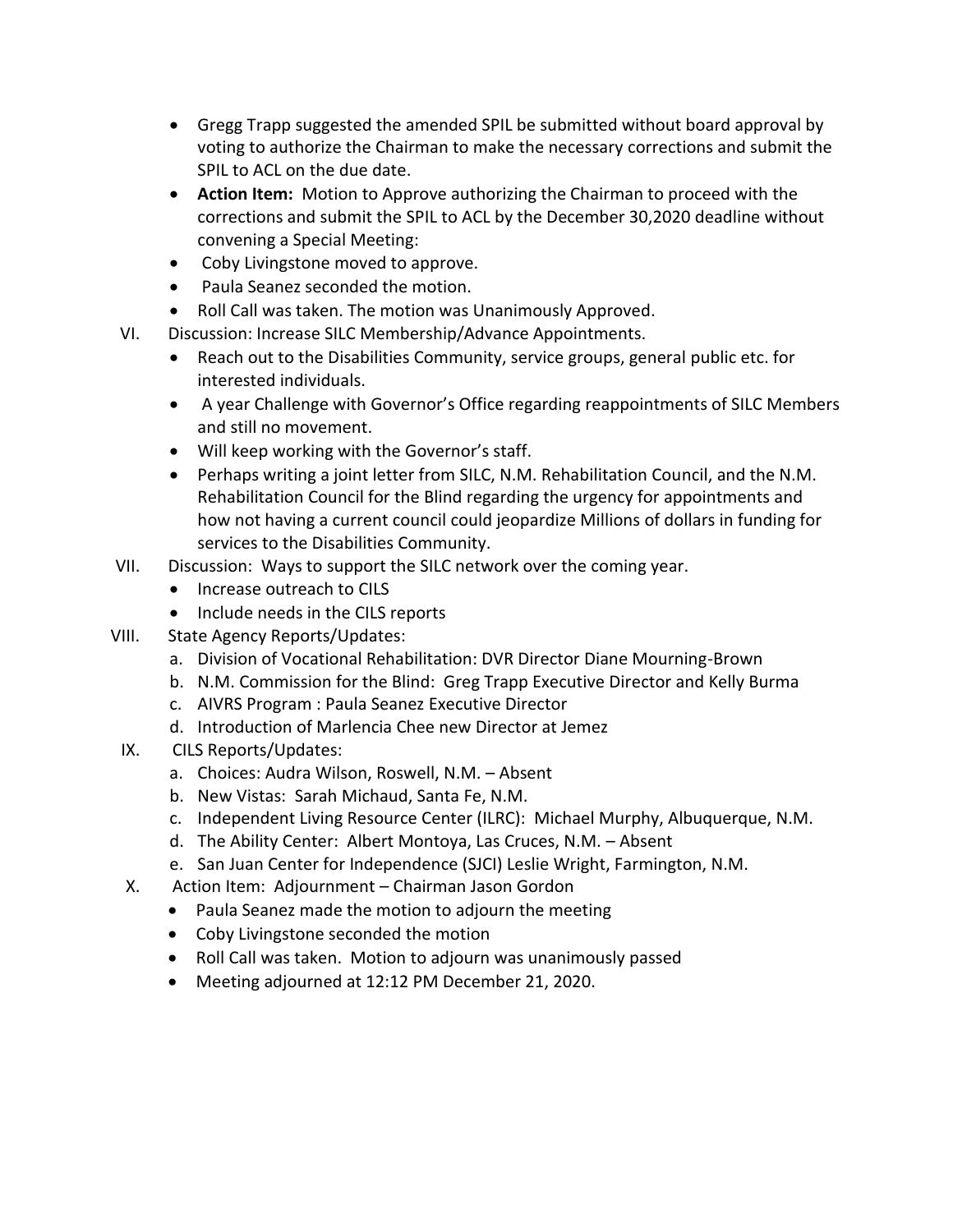- Gregg Trapp suggested the amended SPIL be submitted without board approval by voting to authorize the Chairman to make the necessary corrections and submit the SPIL to ACL on the due date.
- **Action Item:** Motion to Approve authorizing the Chairman to proceed with the corrections and submit the SPIL to ACL by the December 30,2020 deadline without convening a Special Meeting:
- Coby Livingstone moved to approve.
- Paula Seanez seconded the motion.
- Roll Call was taken. The motion was Unanimously Approved.

VI. Discussion: Increase SILC Membership/Advance Appointments.
- Reach out to the Disabilities Community, service groups, general public etc. for interested individuals.
- A year Challenge with Governor's Office regarding reappointments of SILC Members and still no movement.
- Will keep working with the Governor's staff.
- Perhaps writing a joint letter from SILC, N.M. Rehabilitation Council, and the N.M. Rehabilitation Council for the Blind regarding the urgency for appointments and how not having a current council could jeopardize Millions of dollars in funding for services to the Disabilities Community.

VII. Discussion: Ways to support the SILC network over the coming year.
- Increase outreach to CILS
- Include needs in the CILS reports

VIII. State Agency Reports/Updates:
   a. Division of Vocational Rehabilitation: DVR Director Diane Mourning-Brown
   b. N.M. Commission for the Blind: Greg Trapp Executive Director and Kelly Burma
   c. AIVRS Program : Paula Seanez Executive Director
   d. Introduction of Marlencia Chee new Director at Jemez

IX. CILS Reports/Updates:
   a. Choices: Audra Wilson, Roswell, N.M. – Absent
   b. New Vistas: Sarah Michaud, Santa Fe, N.M.
   c. Independent Living Resource Center (ILRC): Michael Murphy, Albuquerque, N.M.
   d. The Ability Center: Albert Montoya, Las Cruces, N.M. – Absent
   e. San Juan Center for Independence (SJCI) Leslie Wright, Farmington, N.M.

X. Action Item: Adjournment – Chairman Jason Gordon
- Paula Seanez made the motion to adjourn the meeting
- Coby Livingstone seconded the motion
- Roll Call was taken. Motion to adjourn was unanimously passed
- Meeting adjourned at 12:12 PM December 21, 2020.